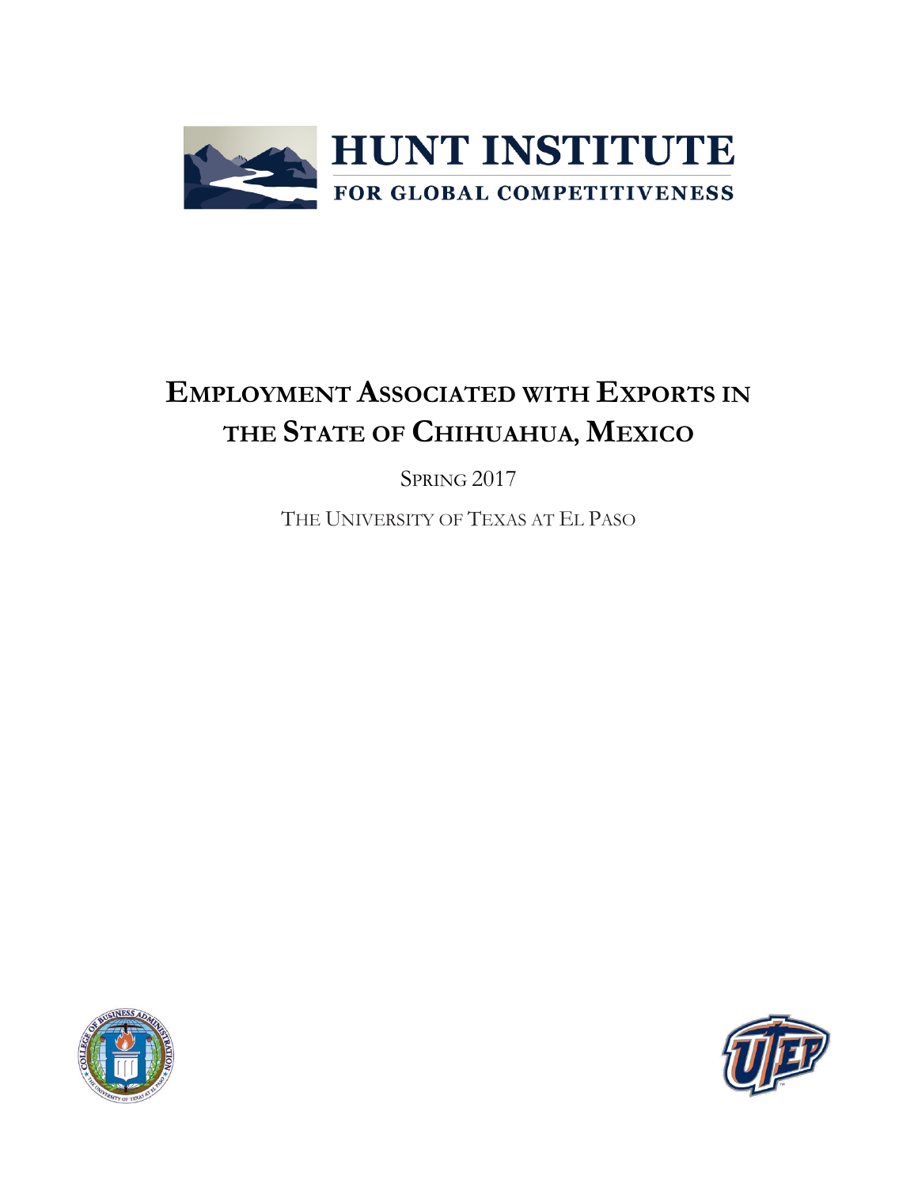HUNT INSTITUTE

FOR GLOBAL COMPETITIVENESS

# EMPLOYMENT ASSOCIATED WITH EXPORTS IN THE STATE OF CHIHUAHUA, MEXICO

SPRING 2017

THE UNIVERSITY OF TEXAS AT EL PASO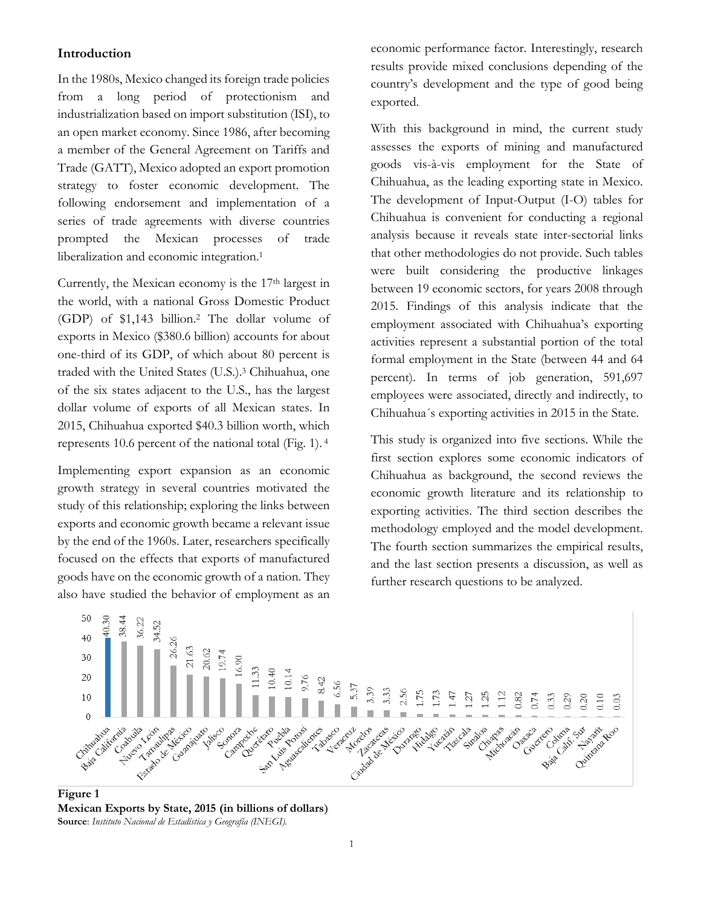## Introduction

In the 1980s, Mexico changed its foreign trade policies from a long period of protectionism and industrialization based on import substitution (ISI), to an open market economy. Since 1986, after becoming a member of the General Agreement on Tariffs and Trade (GATT), Mexico adopted an export promotion strategy to foster economic development. The following endorsement and implementation of a series of trade agreements with diverse countries prompted the Mexican processes of trade liberalization and economic integration.[1]

Currently, the Mexican economy is the 17th largest in the world, with a national Gross Domestic Product (GDP) of $1,143 billion.[2] The dollar volume of exports in Mexico ($380.6 billion) accounts for about one-third of its GDP, of which about 80 percent is traded with the United States (U.S.).[3] Chihuahua, one of the six states adjacent to the U.S., has the largest dollar volume of exports of all Mexican states. In 2015, Chihuahua exported $40.3 billion worth, which represents 10.6 percent of the national total (Fig. 1).[4]

Implementing export expansion as an economic growth strategy in several countries motivated the study of this relationship; exploring the links between exports and economic growth became a relevant issue by the end of the 1960s. Later, researchers specifically focused on the effects that exports of manufactured goods have on the economic growth of a nation. They also have studied the behavior of employment as an economic performance factor. Interestingly, research results provide mixed conclusions depending of the country's development and the type of good being exported.

With this background in mind, the current study assesses the exports of mining and manufactured goods vis-à-vis employment for the State of Chihuahua, as the leading exporting state in Mexico. The development of Input-Output (I-O) tables for Chihuahua is convenient for conducting a regional analysis because it reveals state inter-sectorial links that other methodologies do not provide. Such tables were built considering the productive linkages between 19 economic sectors, for years 2008 through 2015. Findings of this analysis indicate that the employment associated with Chihuahua's exporting activities represent a substantial portion of the total formal employment in the State (between 44 and 64 percent). In terms of job generation, 591,697 employees were associated, directly and indirectly, to Chihuahua´s exporting activities in 2015 in the State.

This study is organized into five sections. While the first section explores some economic indicators of Chihuahua as background, the second reviews the economic growth literature and its relationship to exporting activities. The third section describes the methodology employed and the model development. The fourth section summarizes the empirical results, and the last section presents a discussion, as well as further research questions to be analyzed.

| State | Exports (billions of dollars) |
|---|---|
| Chihuahua | 40.30 |
| Baja California | 38.44 |
| Coahuila | 36.22 |
| Nuevo León | 34.52 |
| Tamaulipas | 26.26 |
| Estado de México | 21.63 |
| Guanajuato | 20.62 |
| Jalisco | 19.74 |
| Sonora | 16.90 |
| Campeche | 11.33 |
| Querétaro | 10.40 |
| Puebla | 10.14 |
| San Luis Potosí | 9.76 |
| Aguascalientes | 8.42 |
| Tabasco | 6.56 |
| Veracruz | 5.37 |
| Morelos | 3.39 |
| Zacatecas | 3.33 |
| Ciudad de México | 2.56 |
| Durango | 1.75 |
| Hidalgo | 1.73 |
| Yucatán | 1.47 |
| Tlaxcala | 1.27 |
| Sinaloa | 1.25 |
| Chiapas | 1.12 |
| Michoacán | 0.82 |
| Oaxaca | 0.74 |
| Guerrero | 0.33 |
| Colima | 0.29 |
| Baja Calif. Sur | 0.20 |
| Nayarit | 0.10 |
| Quintana Roo | 0.03 |

**Figure 1**
**Mexican Exports by State, 2015 (in billions of dollars)**
**Source**: *Instituto Nacional de Estadística y Geografía (INEGI).*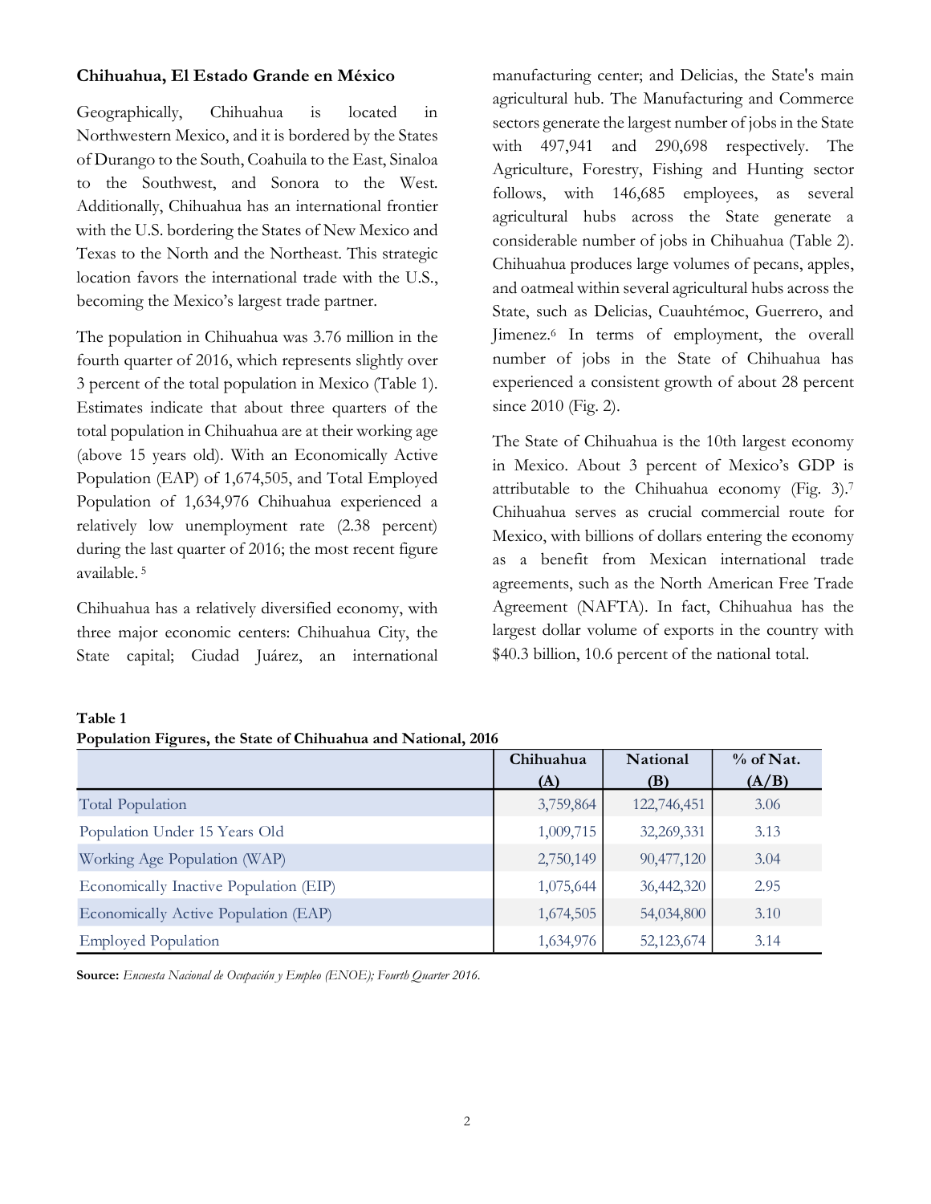## Chihuahua, El Estado Grande en México

Geographically, Chihuahua is located in Northwestern Mexico, and it is bordered by the States of Durango to the South, Coahuila to the East, Sinaloa to the Southwest, and Sonora to the West. Additionally, Chihuahua has an international frontier with the U.S. bordering the States of New Mexico and Texas to the North and the Northeast. This strategic location favors the international trade with the U.S., becoming the Mexico's largest trade partner.

The population in Chihuahua was 3.76 million in the fourth quarter of 2016, which represents slightly over 3 percent of the total population in Mexico (Table 1). Estimates indicate that about three quarters of the total population in Chihuahua are at their working age (above 15 years old). With an Economically Active Population (EAP) of 1,674,505, and Total Employed Population of 1,634,976 Chihuahua experienced a relatively low unemployment rate (2.38 percent) during the last quarter of 2016; the most recent figure available. [5]

Chihuahua has a relatively diversified economy, with three major economic centers: Chihuahua City, the State capital; Ciudad Juárez, an international manufacturing center; and Delicias, the State's main agricultural hub. The Manufacturing and Commerce sectors generate the largest number of jobs in the State with 497,941 and 290,698 respectively. The Agriculture, Forestry, Fishing and Hunting sector follows, with 146,685 employees, as several agricultural hubs across the State generate a considerable number of jobs in Chihuahua (Table 2). Chihuahua produces large volumes of pecans, apples, and oatmeal within several agricultural hubs across the State, such as Delicias, Cuauhtémoc, Guerrero, and Jimenez.[6] In terms of employment, the overall number of jobs in the State of Chihuahua has experienced a consistent growth of about 28 percent since 2010 (Fig. 2).

The State of Chihuahua is the 10th largest economy in Mexico. About 3 percent of Mexico's GDP is attributable to the Chihuahua economy (Fig. 3).[7] Chihuahua serves as crucial commercial route for Mexico, with billions of dollars entering the economy as a benefit from Mexican international trade agreements, such as the North American Free Trade Agreement (NAFTA). In fact, Chihuahua has the largest dollar volume of exports in the country with $40.3 billion, 10.6 percent of the national total.

**Table 1**
**Population Figures, the State of Chihuahua and National, 2016**

| | Chihuahua (A) | National (B) | % of Nat. (A/B) |
|---|---|---|---|
| Total Population | 3,759,864 | 122,746,451 | 3.06 |
| Population Under 15 Years Old | 1,009,715 | 32,269,331 | 3.13 |
| Working Age Population (WAP) | 2,750,149 | 90,477,120 | 3.04 |
| Economically Inactive Population (EIP) | 1,075,644 | 36,442,320 | 2.95 |
| Economically Active Population (EAP) | 1,674,505 | 54,034,800 | 3.10 |
| Employed Population | 1,634,976 | 52,123,674 | 3.14 |

**Source:** *Encuesta Nacional de Ocupación y Empleo (ENOE); Fourth Quarter 2016.*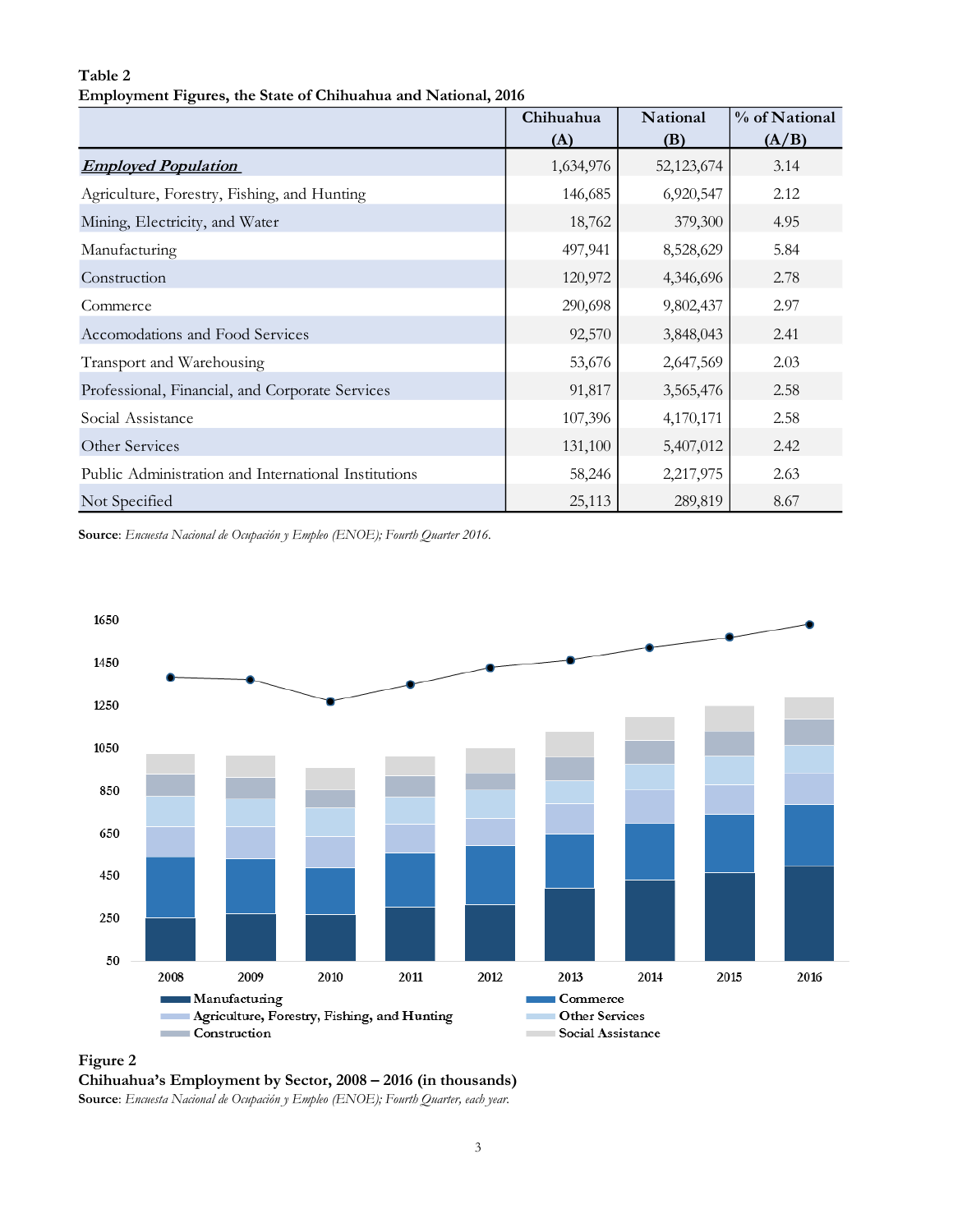**Table 2**
**Employment Figures, the State of Chihuahua and National, 2016**

| | Chihuahua (A) | National (B) | % of National (A/B) |
|---|---|---|---|
| ***Employed Population*** | 1,634,976 | 52,123,674 | 3.14 |
| Agriculture, Forestry, Fishing, and Hunting | 146,685 | 6,920,547 | 2.12 |
| Mining, Electricity, and Water | 18,762 | 379,300 | 4.95 |
| Manufacturing | 497,941 | 8,528,629 | 5.84 |
| Construction | 120,972 | 4,346,696 | 2.78 |
| Commerce | 290,698 | 9,802,437 | 2.97 |
| Accomodations and Food Services | 92,570 | 3,848,043 | 2.41 |
| Transport and Warehousing | 53,676 | 2,647,569 | 2.03 |
| Professional, Financial, and Corporate Services | 91,817 | 3,565,476 | 2.58 |
| Social Assistance | 107,396 | 4,170,171 | 2.58 |
| Other Services | 131,100 | 5,407,012 | 2.42 |
| Public Administration and International Institutions | 58,246 | 2,217,975 | 2.63 |
| Not Specified | 25,113 | 289,819 | 8.67 |

**Source**: *Encuesta Nacional de Ocupación y Empleo (ENOE); Fourth Quarter 2016.*

**Figure 2**
**Chihuahua's Employment by Sector, 2008 – 2016 (in thousands)**
**Source**: *Encuesta Nacional de Ocupación y Empleo (ENOE); Fourth Quarter, each year.*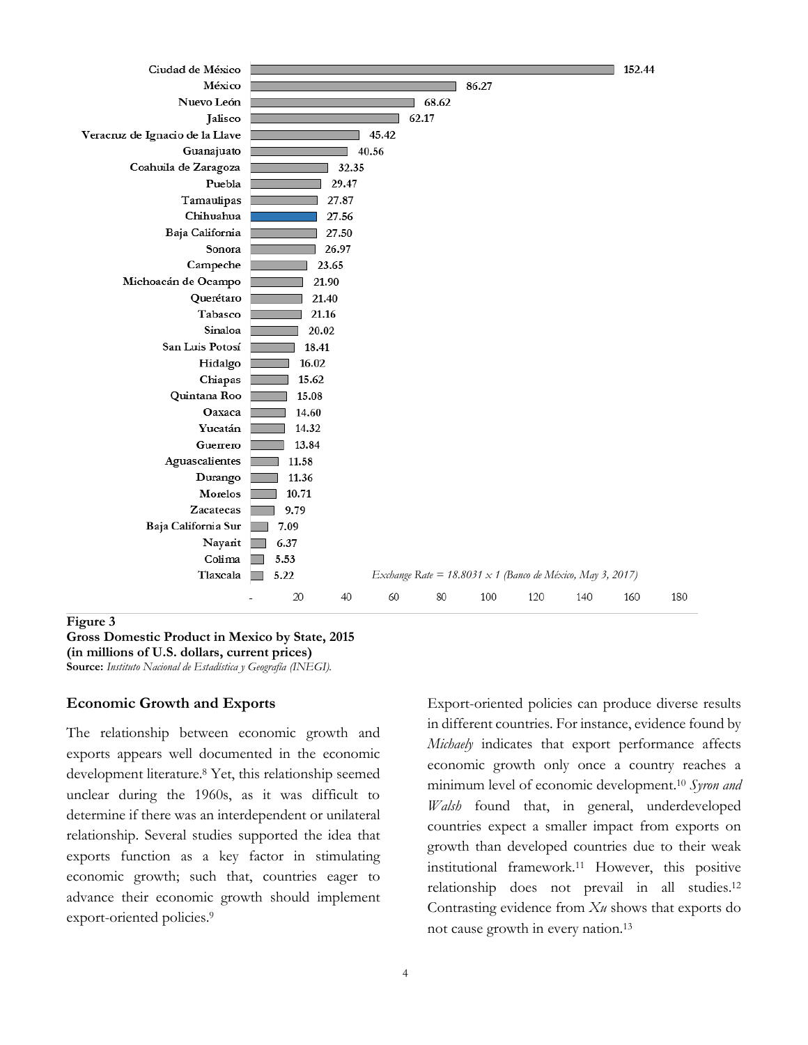| State | GDP |
|---|---|
| Ciudad de México | 152.44 |
| México | 86.27 |
| Nuevo León | 68.62 |
| Jalisco | 62.17 |
| Veracruz de Ignacio de la Llave | 45.42 |
| Guanajuato | 40.56 |
| Coahuila de Zaragoza | 32.35 |
| Puebla | 29.47 |
| Tamaulipas | 27.87 |
| Chihuahua | 27.56 |
| Baja California | 27.50 |
| Sonora | 26.97 |
| Campeche | 23.65 |
| Michoacán de Ocampo | 21.90 |
| Querétaro | 21.40 |
| Tabasco | 21.16 |
| Sinaloa | 20.02 |
| San Luis Potosí | 18.41 |
| Hidalgo | 16.02 |
| Chiapas | 15.62 |
| Quintana Roo | 15.08 |
| Oaxaca | 14.60 |
| Yucatán | 14.32 |
| Guerrero | 13.84 |
| Aguascalientes | 11.58 |
| Durango | 11.36 |
| Morelos | 10.71 |
| Zacatecas | 9.79 |
| Baja California Sur | 7.09 |
| Nayarit | 6.37 |
| Colima | 5.53 |
| Tlaxcala | 5.22 |

*Exchange Rate = 18.8031 x 1 (Banco de México, May 3, 2017)*

**Figure 3**
**Gross Domestic Product in Mexico by State, 2015**
**(in millions of U.S. dollars, current prices)**
**Source:** *Instituto Nacional de Estadística y Geografía (INEGI).*

## Economic Growth and Exports

The relationship between economic growth and exports appears well documented in the economic development literature.[8] Yet, this relationship seemed unclear during the 1960s, as it was difficult to determine if there was an interdependent or unilateral relationship. Several studies supported the idea that exports function as a key factor in stimulating economic growth; such that, countries eager to advance their economic growth should implement export-oriented policies.[9]

Export-oriented policies can produce diverse results in different countries. For instance, evidence found by *Michaely* indicates that export performance affects economic growth only once a country reaches a minimum level of economic development.[10] *Syron and Walsh* found that, in general, underdeveloped countries expect a smaller impact from exports on growth than developed countries due to their weak institutional framework.[11] However, this positive relationship does not prevail in all studies.[12] Contrasting evidence from *Xu* shows that exports do not cause growth in every nation.[13]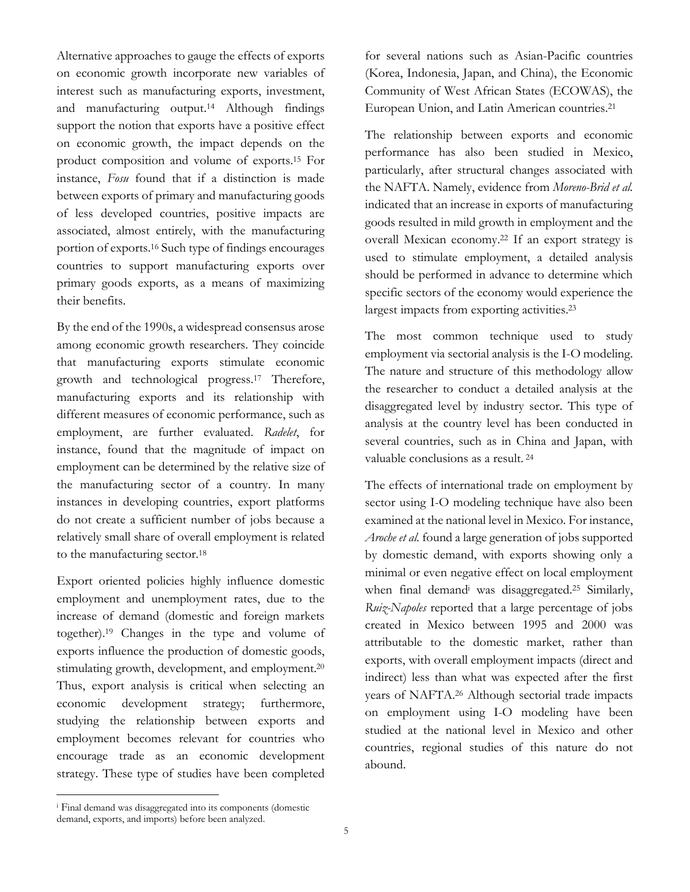Alternative approaches to gauge the effects of exports on economic growth incorporate new variables of interest such as manufacturing exports, investment, and manufacturing output.[14] Although findings support the notion that exports have a positive effect on economic growth, the impact depends on the product composition and volume of exports.[15] For instance, *Fosu* found that if a distinction is made between exports of primary and manufacturing goods of less developed countries, positive impacts are associated, almost entirely, with the manufacturing portion of exports.[16] Such type of findings encourages countries to support manufacturing exports over primary goods exports, as a means of maximizing their benefits.

By the end of the 1990s, a widespread consensus arose among economic growth researchers. They coincide that manufacturing exports stimulate economic growth and technological progress.[17] Therefore, manufacturing exports and its relationship with different measures of economic performance, such as employment, are further evaluated. *Radelet*, for instance, found that the magnitude of impact on employment can be determined by the relative size of the manufacturing sector of a country. In many instances in developing countries, export platforms do not create a sufficient number of jobs because a relatively small share of overall employment is related to the manufacturing sector.[18]

Export oriented policies highly influence domestic employment and unemployment rates, due to the increase of demand (domestic and foreign markets together).[19] Changes in the type and volume of exports influence the production of domestic goods, stimulating growth, development, and employment.[20] Thus, export analysis is critical when selecting an economic development strategy; furthermore, studying the relationship between exports and employment becomes relevant for countries who encourage trade as an economic development strategy. These type of studies have been completed for several nations such as Asian-Pacific countries (Korea, Indonesia, Japan, and China), the Economic Community of West African States (ECOWAS), the European Union, and Latin American countries.[21]

The relationship between exports and economic performance has also been studied in Mexico, particularly, after structural changes associated with the NAFTA. Namely, evidence from *Moreno-Brid et al.* indicated that an increase in exports of manufacturing goods resulted in mild growth in employment and the overall Mexican economy.[22] If an export strategy is used to stimulate employment, a detailed analysis should be performed in advance to determine which specific sectors of the economy would experience the largest impacts from exporting activities.[23]

The most common technique used to study employment via sectorial analysis is the I-O modeling. The nature and structure of this methodology allow the researcher to conduct a detailed analysis at the disaggregated level by industry sector. This type of analysis at the country level has been conducted in several countries, such as in China and Japan, with valuable conclusions as a result.[24]

The effects of international trade on employment by sector using I-O modeling technique have also been examined at the national level in Mexico. For instance, *Aroche et al.* found a large generation of jobs supported by domestic demand, with exports showing only a minimal or even negative effect on local employment when final demand[i] was disaggregated.[25] Similarly, *Ruiz-Napoles* reported that a large percentage of jobs created in Mexico between 1995 and 2000 was attributable to the domestic market, rather than exports, with overall employment impacts (direct and indirect) less than what was expected after the first years of NAFTA.[26] Although sectorial trade impacts on employment using I-O modeling have been studied at the national level in Mexico and other countries, regional studies of this nature do not abound.

[i] Final demand was disaggregated into its components (domestic demand, exports, and imports) before been analyzed.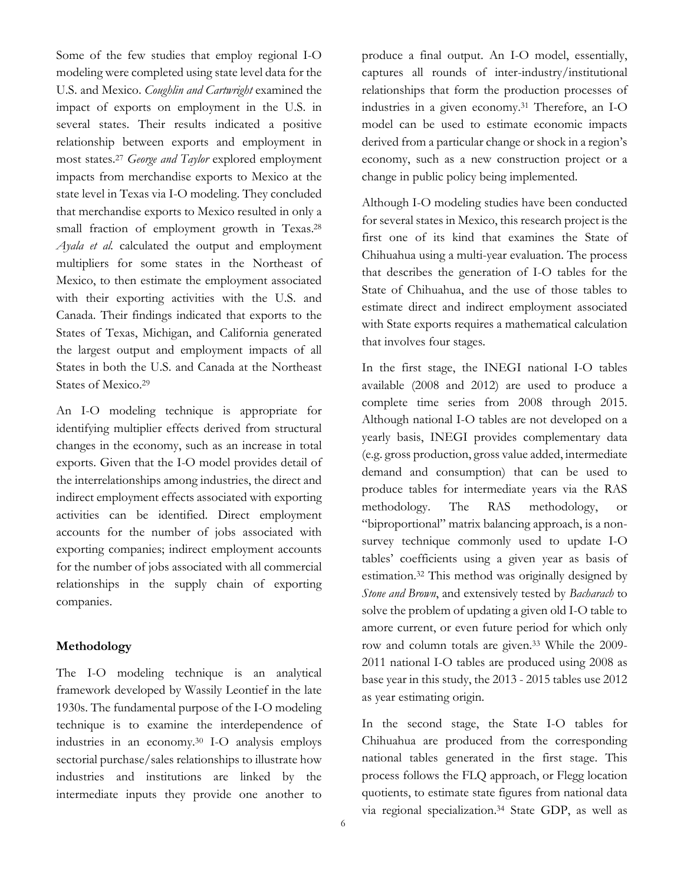Some of the few studies that employ regional I-O modeling were completed using state level data for the U.S. and Mexico. *Coughlin and Cartwright* examined the impact of exports on employment in the U.S. in several states. Their results indicated a positive relationship between exports and employment in most states.[27] *George and Taylor* explored employment impacts from merchandise exports to Mexico at the state level in Texas via I-O modeling. They concluded that merchandise exports to Mexico resulted in only a small fraction of employment growth in Texas.[28] *Ayala et al.* calculated the output and employment multipliers for some states in the Northeast of Mexico, to then estimate the employment associated with their exporting activities with the U.S. and Canada. Their findings indicated that exports to the States of Texas, Michigan, and California generated the largest output and employment impacts of all States in both the U.S. and Canada at the Northeast States of Mexico.[29]

An I-O modeling technique is appropriate for identifying multiplier effects derived from structural changes in the economy, such as an increase in total exports. Given that the I-O model provides detail of the interrelationships among industries, the direct and indirect employment effects associated with exporting activities can be identified. Direct employment accounts for the number of jobs associated with exporting companies; indirect employment accounts for the number of jobs associated with all commercial relationships in the supply chain of exporting companies.

## Methodology

The I-O modeling technique is an analytical framework developed by Wassily Leontief in the late 1930s. The fundamental purpose of the I-O modeling technique is to examine the interdependence of industries in an economy.[30] I-O analysis employs sectorial purchase/sales relationships to illustrate how industries and institutions are linked by the intermediate inputs they provide one another to produce a final output. An I-O model, essentially, captures all rounds of inter-industry/institutional relationships that form the production processes of industries in a given economy.[31] Therefore, an I-O model can be used to estimate economic impacts derived from a particular change or shock in a region's economy, such as a new construction project or a change in public policy being implemented.

Although I-O modeling studies have been conducted for several states in Mexico, this research project is the first one of its kind that examines the State of Chihuahua using a multi-year evaluation. The process that describes the generation of I-O tables for the State of Chihuahua, and the use of those tables to estimate direct and indirect employment associated with State exports requires a mathematical calculation that involves four stages.

In the first stage, the INEGI national I-O tables available (2008 and 2012) are used to produce a complete time series from 2008 through 2015. Although national I-O tables are not developed on a yearly basis, INEGI provides complementary data (e.g. gross production, gross value added, intermediate demand and consumption) that can be used to produce tables for intermediate years via the RAS methodology. The RAS methodology, or "biproportional" matrix balancing approach, is a non-survey technique commonly used to update I-O tables' coefficients using a given year as basis of estimation.[32] This method was originally designed by *Stone and Brown*, and extensively tested by *Bacharach* to solve the problem of updating a given old I-O table to amore current, or even future period for which only row and column totals are given.[33] While the 2009-2011 national I-O tables are produced using 2008 as base year in this study, the 2013 - 2015 tables use 2012 as year estimating origin.

In the second stage, the State I-O tables for Chihuahua are produced from the corresponding national tables generated in the first stage. This process follows the FLQ approach, or Flegg location quotients, to estimate state figures from national data via regional specialization.[34] State GDP, as well as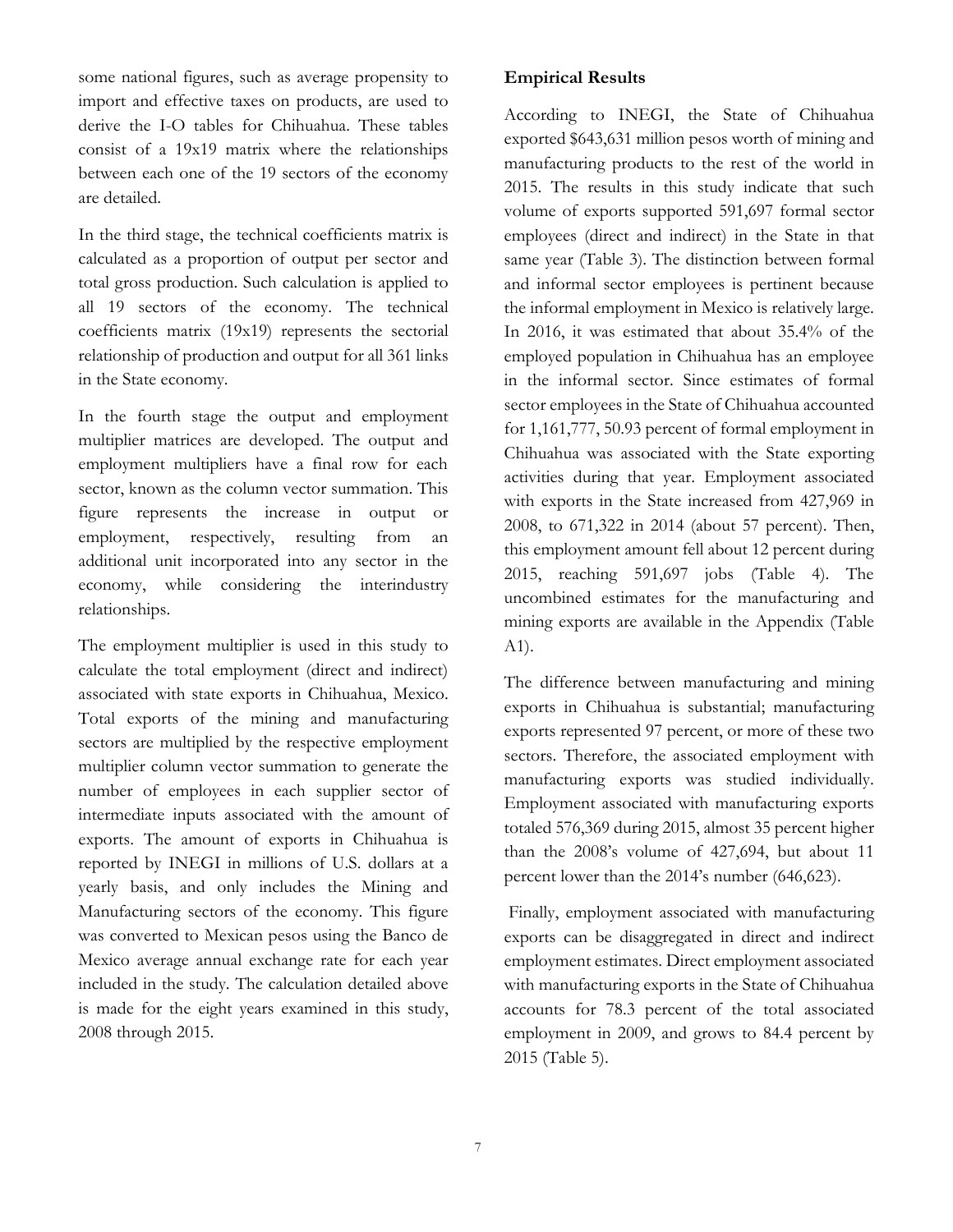some national figures, such as average propensity to import and effective taxes on products, are used to derive the I-O tables for Chihuahua. These tables consist of a 19x19 matrix where the relationships between each one of the 19 sectors of the economy are detailed.

In the third stage, the technical coefficients matrix is calculated as a proportion of output per sector and total gross production. Such calculation is applied to all 19 sectors of the economy. The technical coefficients matrix (19x19) represents the sectorial relationship of production and output for all 361 links in the State economy.

In the fourth stage the output and employment multiplier matrices are developed. The output and employment multipliers have a final row for each sector, known as the column vector summation. This figure represents the increase in output or employment, respectively, resulting from an additional unit incorporated into any sector in the economy, while considering the interindustry relationships.

The employment multiplier is used in this study to calculate the total employment (direct and indirect) associated with state exports in Chihuahua, Mexico. Total exports of the mining and manufacturing sectors are multiplied by the respective employment multiplier column vector summation to generate the number of employees in each supplier sector of intermediate inputs associated with the amount of exports. The amount of exports in Chihuahua is reported by INEGI in millions of U.S. dollars at a yearly basis, and only includes the Mining and Manufacturing sectors of the economy. This figure was converted to Mexican pesos using the Banco de Mexico average annual exchange rate for each year included in the study. The calculation detailed above is made for the eight years examined in this study, 2008 through 2015.

**Empirical Results**

According to INEGI, the State of Chihuahua exported $643,631 million pesos worth of mining and manufacturing products to the rest of the world in 2015. The results in this study indicate that such volume of exports supported 591,697 formal sector employees (direct and indirect) in the State in that same year (Table 3). The distinction between formal and informal sector employees is pertinent because the informal employment in Mexico is relatively large. In 2016, it was estimated that about 35.4% of the employed population in Chihuahua has an employee in the informal sector. Since estimates of formal sector employees in the State of Chihuahua accounted for 1,161,777, 50.93 percent of formal employment in Chihuahua was associated with the State exporting activities during that year. Employment associated with exports in the State increased from 427,969 in 2008, to 671,322 in 2014 (about 57 percent). Then, this employment amount fell about 12 percent during 2015, reaching 591,697 jobs (Table 4). The uncombined estimates for the manufacturing and mining exports are available in the Appendix (Table A1).

The difference between manufacturing and mining exports in Chihuahua is substantial; manufacturing exports represented 97 percent, or more of these two sectors. Therefore, the associated employment with manufacturing exports was studied individually. Employment associated with manufacturing exports totaled 576,369 during 2015, almost 35 percent higher than the 2008's volume of 427,694, but about 11 percent lower than the 2014's number (646,623).

Finally, employment associated with manufacturing exports can be disaggregated in direct and indirect employment estimates. Direct employment associated with manufacturing exports in the State of Chihuahua accounts for 78.3 percent of the total associated employment in 2009, and grows to 84.4 percent by 2015 (Table 5).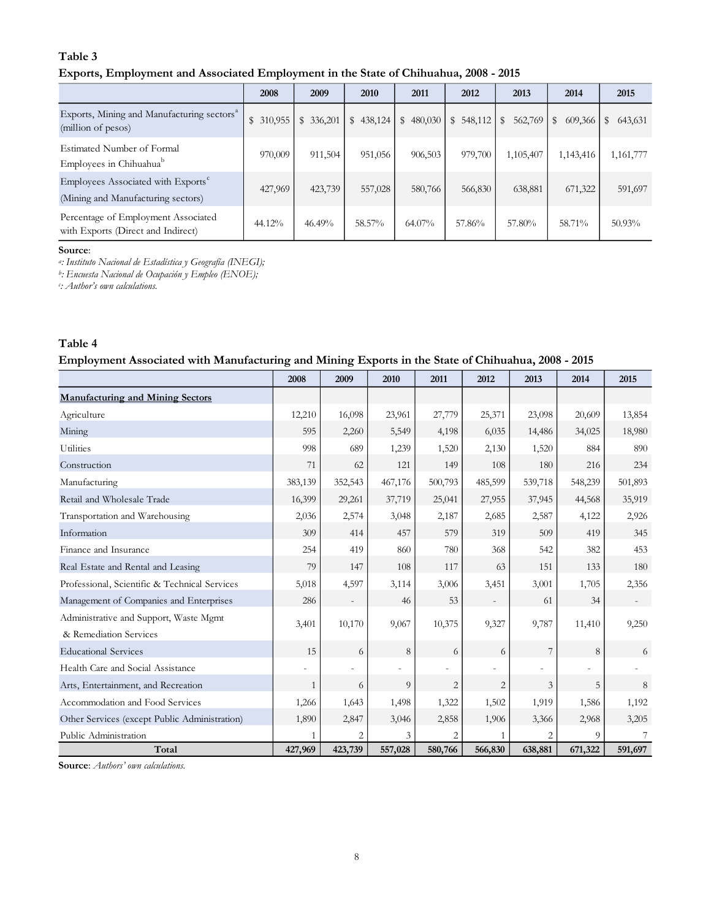**Table 3**

**Exports, Employment and Associated Employment in the State of Chihuahua, 2008 - 2015**

| | 2008 | 2009 | 2010 | 2011 | 2012 | 2013 | 2014 | 2015 |
|---|---|---|---|---|---|---|---|---|
| Exports, Mining and Manufacturing sectors[a] (million of pesos) | $ 310,955 | $ 336,201 | $ 438,124 | $ 480,030 | $ 548,112 | $ 562,769 | $ 609,366 | $ 643,631 |
| Estimated Number of Formal Employees in Chihuahua[b] | 970,009 | 911,504 | 951,056 | 906,503 | 979,700 | 1,105,407 | 1,143,416 | 1,161,777 |
| Employees Associated with Exports[c] (Mining and Manufacturing sectors) | 427,969 | 423,739 | 557,028 | 580,766 | 566,830 | 638,881 | 671,322 | 591,697 |
| Percentage of Employment Associated with Exports (Direct and Indirect) | 44.12% | 46.49% | 58.57% | 64.07% | 57.86% | 57.80% | 58.71% | 50.93% |

**Source**:
[a]: *Instituto Nacional de Estadística y Geografía (INEGI);*
[b]: *Encuesta Nacional de Ocupación y Empleo (ENOE);*
[c]: *Author's own calculations.*

**Table 4**

**Employment Associated with Manufacturing and Mining Exports in the State of Chihuahua, 2008 - 2015**

| | 2008 | 2009 | 2010 | 2011 | 2012 | 2013 | 2014 | 2015 |
|---|---|---|---|---|---|---|---|---|
| **Manufacturing and Mining Sectors** | | | | | | | | |
| Agriculture | 12,210 | 16,098 | 23,961 | 27,779 | 25,371 | 23,098 | 20,609 | 13,854 |
| Mining | 595 | 2,260 | 5,549 | 4,198 | 6,035 | 14,486 | 34,025 | 18,980 |
| Utilities | 998 | 689 | 1,239 | 1,520 | 2,130 | 1,520 | 884 | 890 |
| Construction | 71 | 62 | 121 | 149 | 108 | 180 | 216 | 234 |
| Manufacturing | 383,139 | 352,543 | 467,176 | 500,793 | 485,599 | 539,718 | 548,239 | 501,893 |
| Retail and Wholesale Trade | 16,399 | 29,261 | 37,719 | 25,041 | 27,955 | 37,945 | 44,568 | 35,919 |
| Transportation and Warehousing | 2,036 | 2,574 | 3,048 | 2,187 | 2,685 | 2,587 | 4,122 | 2,926 |
| Information | 309 | 414 | 457 | 579 | 319 | 509 | 419 | 345 |
| Finance and Insurance | 254 | 419 | 860 | 780 | 368 | 542 | 382 | 453 |
| Real Estate and Rental and Leasing | 79 | 147 | 108 | 117 | 63 | 151 | 133 | 180 |
| Professional, Scientific & Technical Services | 5,018 | 4,597 | 3,114 | 3,006 | 3,451 | 3,001 | 1,705 | 2,356 |
| Management of Companies and Enterprises | 286 | - | 46 | 53 | - | 61 | 34 | - |
| Administrative and Support, Waste Mgmt & Remediation Services | 3,401 | 10,170 | 9,067 | 10,375 | 9,327 | 9,787 | 11,410 | 9,250 |
| Educational Services | 15 | 6 | 8 | 6 | 6 | 7 | 8 | 6 |
| Health Care and Social Assistance | - | - | - | - | - | - | - | - |
| Arts, Entertainment, and Recreation | 1 | 6 | 9 | 2 | 2 | 3 | 5 | 8 |
| Accommodation and Food Services | 1,266 | 1,643 | 1,498 | 1,322 | 1,502 | 1,919 | 1,586 | 1,192 |
| Other Services (except Public Administration) | 1,890 | 2,847 | 3,046 | 2,858 | 1,906 | 3,366 | 2,968 | 3,205 |
| Public Administration | 1 | 2 | 3 | 2 | 1 | 2 | 9 | 7 |
| **Total** | **427,969** | **423,739** | **557,028** | **580,766** | **566,830** | **638,881** | **671,322** | **591,697** |

**Source**: *Authors' own calculations.*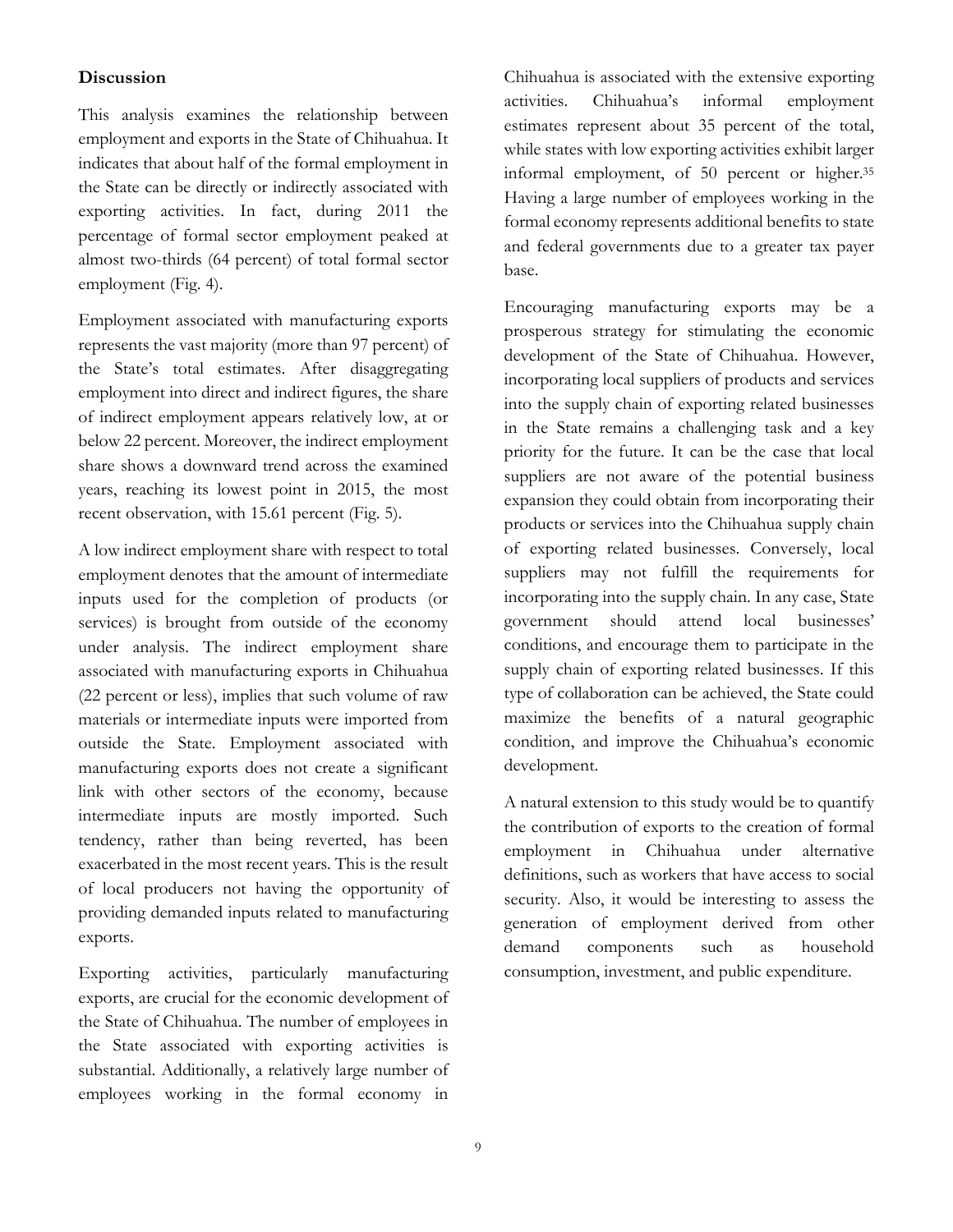### Discussion

This analysis examines the relationship between employment and exports in the State of Chihuahua. It indicates that about half of the formal employment in the State can be directly or indirectly associated with exporting activities. In fact, during 2011 the percentage of formal sector employment peaked at almost two-thirds (64 percent) of total formal sector employment (Fig. 4).

Employment associated with manufacturing exports represents the vast majority (more than 97 percent) of the State's total estimates. After disaggregating employment into direct and indirect figures, the share of indirect employment appears relatively low, at or below 22 percent. Moreover, the indirect employment share shows a downward trend across the examined years, reaching its lowest point in 2015, the most recent observation, with 15.61 percent (Fig. 5).

A low indirect employment share with respect to total employment denotes that the amount of intermediate inputs used for the completion of products (or services) is brought from outside of the economy under analysis. The indirect employment share associated with manufacturing exports in Chihuahua (22 percent or less), implies that such volume of raw materials or intermediate inputs were imported from outside the State. Employment associated with manufacturing exports does not create a significant link with other sectors of the economy, because intermediate inputs are mostly imported. Such tendency, rather than being reverted, has been exacerbated in the most recent years. This is the result of local producers not having the opportunity of providing demanded inputs related to manufacturing exports.

Exporting activities, particularly manufacturing exports, are crucial for the economic development of the State of Chihuahua. The number of employees in the State associated with exporting activities is substantial. Additionally, a relatively large number of employees working in the formal economy in Chihuahua is associated with the extensive exporting activities. Chihuahua's informal employment estimates represent about 35 percent of the total, while states with low exporting activities exhibit larger informal employment, of 50 percent or higher.[35] Having a large number of employees working in the formal economy represents additional benefits to state and federal governments due to a greater tax payer base.

Encouraging manufacturing exports may be a prosperous strategy for stimulating the economic development of the State of Chihuahua. However, incorporating local suppliers of products and services into the supply chain of exporting related businesses in the State remains a challenging task and a key priority for the future. It can be the case that local suppliers are not aware of the potential business expansion they could obtain from incorporating their products or services into the Chihuahua supply chain of exporting related businesses. Conversely, local suppliers may not fulfill the requirements for incorporating into the supply chain. In any case, State government should attend local businesses' conditions, and encourage them to participate in the supply chain of exporting related businesses. If this type of collaboration can be achieved, the State could maximize the benefits of a natural geographic condition, and improve the Chihuahua's economic development.

A natural extension to this study would be to quantify the contribution of exports to the creation of formal employment in Chihuahua under alternative definitions, such as workers that have access to social security. Also, it would be interesting to assess the generation of employment derived from other demand components such as household consumption, investment, and public expenditure.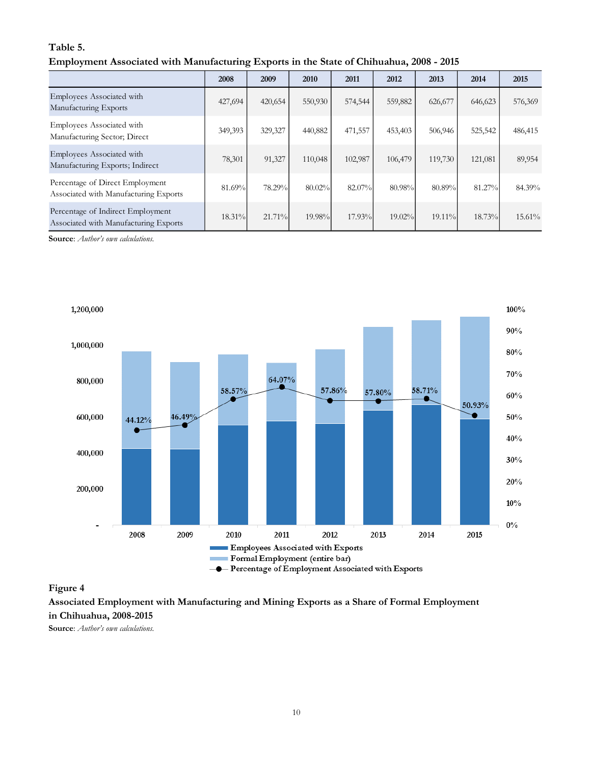**Table 5.**
**Employment Associated with Manufacturing Exports in the State of Chihuahua, 2008 - 2015**

| | 2008 | 2009 | 2010 | 2011 | 2012 | 2013 | 2014 | 2015 |
|---|---|---|---|---|---|---|---|---|
| Employees Associated with Manufacturing Exports | 427,694 | 420,654 | 550,930 | 574,544 | 559,882 | 626,677 | 646,623 | 576,369 |
| Employees Associated with Manufacturing Sector; Direct | 349,393 | 329,327 | 440,882 | 471,557 | 453,403 | 506,946 | 525,542 | 486,415 |
| Employees Associated with Manufacturing Exports; Indirect | 78,301 | 91,327 | 110,048 | 102,987 | 106,479 | 119,730 | 121,081 | 89,954 |
| Percentage of Direct Employment Associated with Manufacturing Exports | 81.69% | 78.29% | 80.02% | 82.07% | 80.98% | 80.89% | 81.27% | 84.39% |
| Percentage of Indirect Employment Associated with Manufacturing Exports | 18.31% | 21.71% | 19.98% | 17.93% | 19.02% | 19.11% | 18.73% | 15.61% |

**Source**: *Author's own calculations.*

**Figure 4**
**Associated Employment with Manufacturing and Mining Exports as a Share of Formal Employment in Chihuahua, 2008-2015**
**Source**: *Author's own calculations.*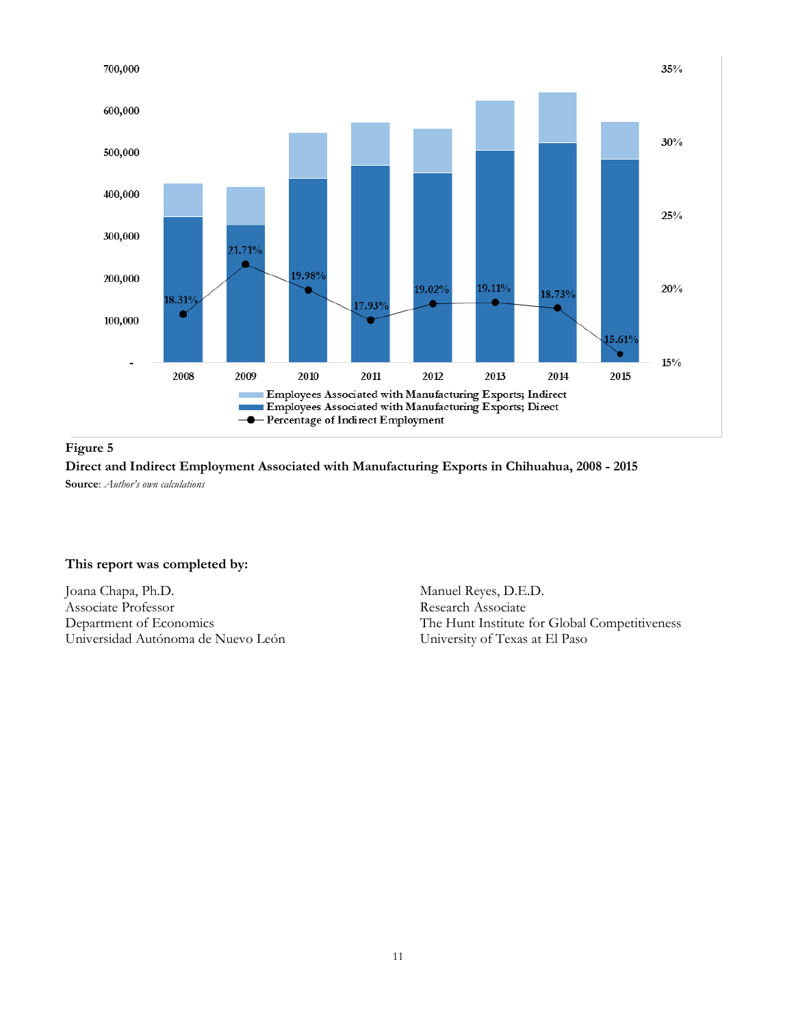**Figure 5**

**Direct and Indirect Employment Associated with Manufacturing Exports in Chihuahua, 2008 - 2015**

**Source**: *Author's own calculations*

**This report was completed by:**

Joana Chapa, Ph.D.
Associate Professor
Department of Economics
Universidad Autónoma de Nuevo León

Manuel Reyes, D.E.D.
Research Associate
The Hunt Institute for Global Competitiveness
University of Texas at El Paso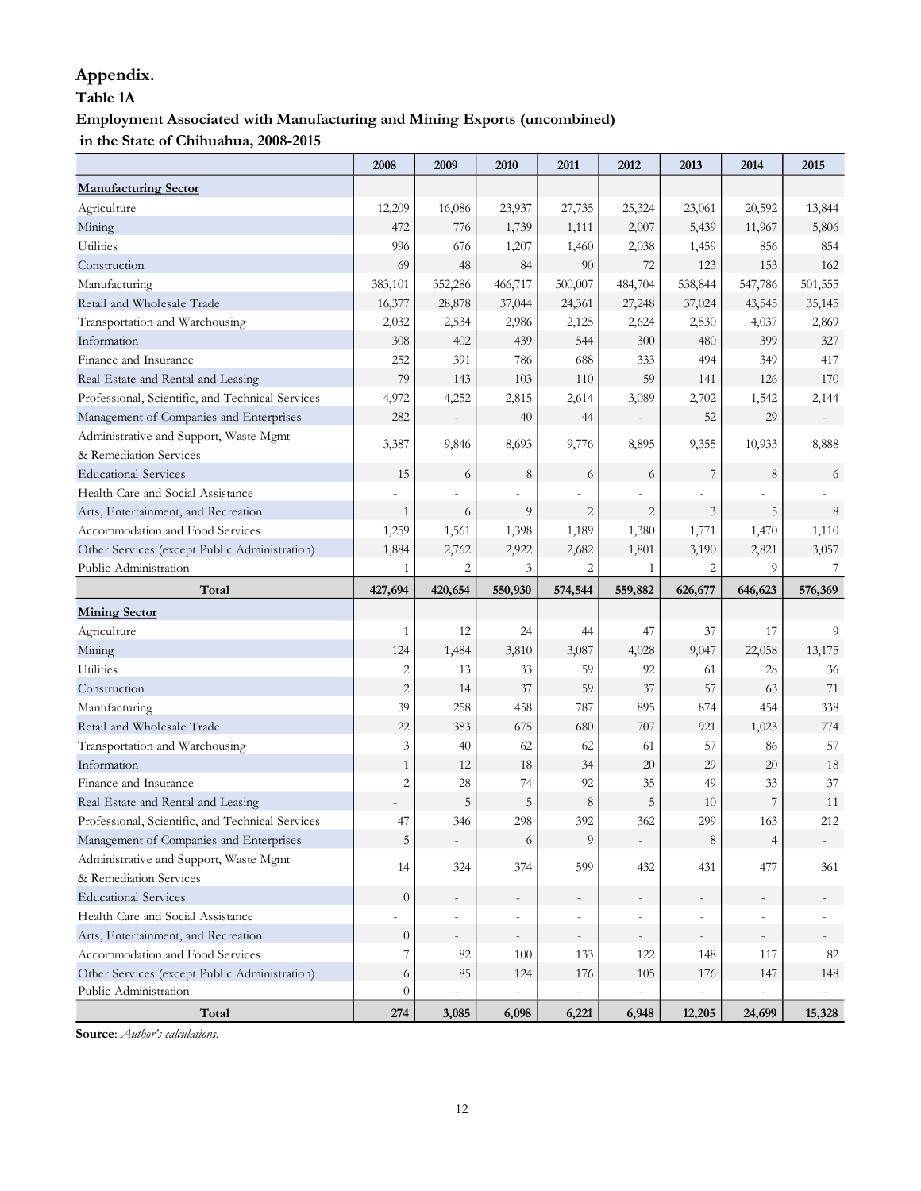# Appendix.

### Table 1A

### Employment Associated with Manufacturing and Mining Exports (uncombined) in the State of Chihuahua, 2008-2015

| | 2008 | 2009 | 2010 | 2011 | 2012 | 2013 | 2014 | 2015 |
|---|---|---|---|---|---|---|---|---|
| **Manufacturing Sector** | | | | | | | | |
| Agriculture | 12,209 | 16,086 | 23,937 | 27,735 | 25,324 | 23,061 | 20,592 | 13,844 |
| Mining | 472 | 776 | 1,739 | 1,111 | 2,007 | 5,439 | 11,967 | 5,806 |
| Utilities | 996 | 676 | 1,207 | 1,460 | 2,038 | 1,459 | 856 | 854 |
| Construction | 69 | 48 | 84 | 90 | 72 | 123 | 153 | 162 |
| Manufacturing | 383,101 | 352,286 | 466,717 | 500,007 | 484,704 | 538,844 | 547,786 | 501,555 |
| Retail and Wholesale Trade | 16,377 | 28,878 | 37,044 | 24,361 | 27,248 | 37,024 | 43,545 | 35,145 |
| Transportation and Warehousing | 2,032 | 2,534 | 2,986 | 2,125 | 2,624 | 2,530 | 4,037 | 2,869 |
| Information | 308 | 402 | 439 | 544 | 300 | 480 | 399 | 327 |
| Finance and Insurance | 252 | 391 | 786 | 688 | 333 | 494 | 349 | 417 |
| Real Estate and Rental and Leasing | 79 | 143 | 103 | 110 | 59 | 141 | 126 | 170 |
| Professional, Scientific, and Technical Services | 4,972 | 4,252 | 2,815 | 2,614 | 3,089 | 2,702 | 1,542 | 2,144 |
| Management of Companies and Enterprises | 282 | - | 40 | 44 | - | 52 | 29 | - |
| Administrative and Support, Waste Mgmt & Remediation Services | 3,387 | 9,846 | 8,693 | 9,776 | 8,895 | 9,355 | 10,933 | 8,888 |
| Educational Services | 15 | 6 | 8 | 6 | 6 | 7 | 8 | 6 |
| Health Care and Social Assistance | - | - | - | - | - | - | - | - |
| Arts, Entertainment, and Recreation | 1 | 6 | 9 | 2 | 2 | 3 | 5 | 8 |
| Accommodation and Food Services | 1,259 | 1,561 | 1,398 | 1,189 | 1,380 | 1,771 | 1,470 | 1,110 |
| Other Services (except Public Administration) | 1,884 | 2,762 | 2,922 | 2,682 | 1,801 | 3,190 | 2,821 | 3,057 |
| Public Administration | 1 | 2 | 3 | 2 | 1 | 2 | 9 | 7 |
| **Total** | **427,694** | **420,654** | **550,930** | **574,544** | **559,882** | **626,677** | **646,623** | **576,369** |
| **Mining Sector** | | | | | | | | |
| Agriculture | 1 | 12 | 24 | 44 | 47 | 37 | 17 | 9 |
| Mining | 124 | 1,484 | 3,810 | 3,087 | 4,028 | 9,047 | 22,058 | 13,175 |
| Utilities | 2 | 13 | 33 | 59 | 92 | 61 | 28 | 36 |
| Construction | 2 | 14 | 37 | 59 | 37 | 57 | 63 | 71 |
| Manufacturing | 39 | 258 | 458 | 787 | 895 | 874 | 454 | 338 |
| Retail and Wholesale Trade | 22 | 383 | 675 | 680 | 707 | 921 | 1,023 | 774 |
| Transportation and Warehousing | 3 | 40 | 62 | 62 | 61 | 57 | 86 | 57 |
| Information | 1 | 12 | 18 | 34 | 20 | 29 | 20 | 18 |
| Finance and Insurance | 2 | 28 | 74 | 92 | 35 | 49 | 33 | 37 |
| Real Estate and Rental and Leasing | - | 5 | 5 | 8 | 5 | 10 | 7 | 11 |
| Professional, Scientific, and Technical Services | 47 | 346 | 298 | 392 | 362 | 299 | 163 | 212 |
| Management of Companies and Enterprises | 5 | - | 6 | 9 | - | 8 | 4 | - |
| Administrative and Support, Waste Mgmt & Remediation Services | 14 | 324 | 374 | 599 | 432 | 431 | 477 | 361 |
| Educational Services | 0 | - | - | - | - | - | - | - |
| Health Care and Social Assistance | - | - | - | - | - | - | - | - |
| Arts, Entertainment, and Recreation | 0 | - | - | - | - | - | - | - |
| Accommodation and Food Services | 7 | 82 | 100 | 133 | 122 | 148 | 117 | 82 |
| Other Services (except Public Administration) | 6 | 85 | 124 | 176 | 105 | 176 | 147 | 148 |
| Public Administration | 0 | - | - | - | - | - | - | - |
| **Total** | **274** | **3,085** | **6,098** | **6,221** | **6,948** | **12,205** | **24,699** | **15,328** |

**Source**: *Author's calculations.*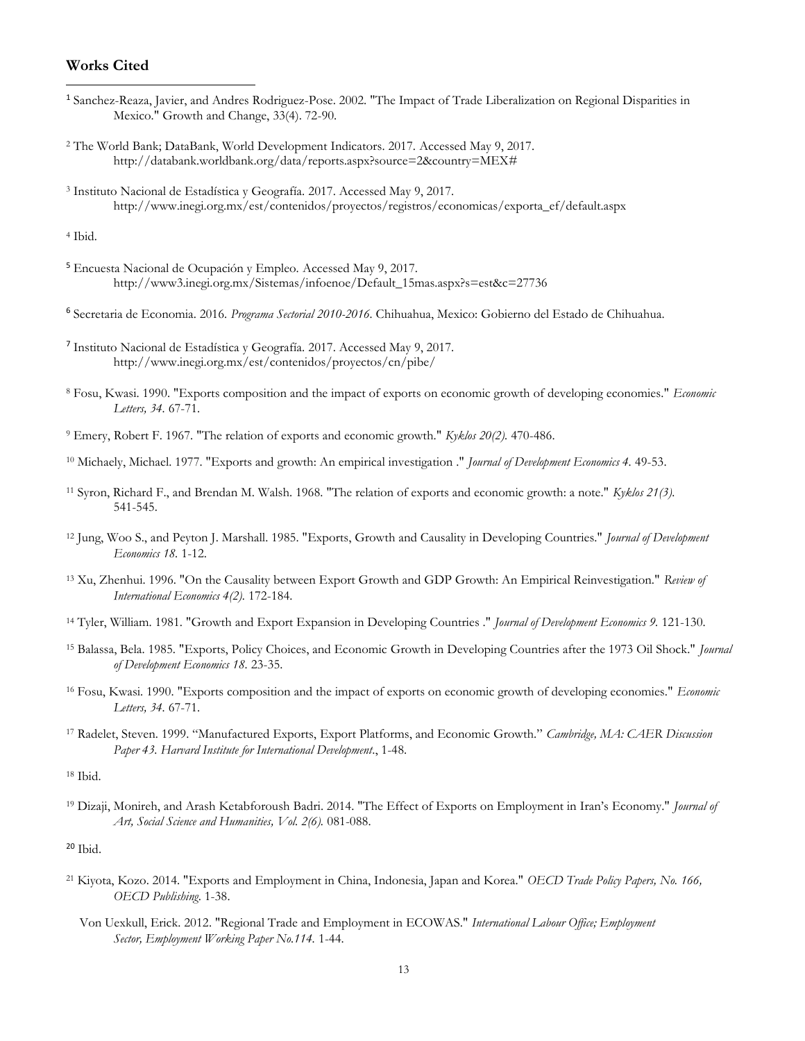## Works Cited

[1] Sanchez-Reaza, Javier, and Andres Rodriguez-Pose. 2002. "The Impact of Trade Liberalization on Regional Disparities in Mexico." Growth and Change, 33(4). 72-90.

[2] The World Bank; DataBank, World Development Indicators. 2017. Accessed May 9, 2017. http://databank.worldbank.org/data/reports.aspx?source=2&country=MEX#

[3] Instituto Nacional de Estadística y Geografía. 2017. Accessed May 9, 2017. http://www.inegi.org.mx/est/contenidos/proyectos/registros/economicas/exporta_ef/default.aspx

[4] Ibid.

[5] Encuesta Nacional de Ocupación y Empleo. Accessed May 9, 2017. http://www3.inegi.org.mx/Sistemas/infoenoe/Default_15mas.aspx?s=est&c=27736

[6] Secretaria de Economia. 2016. *Programa Sectorial 2010-2016*. Chihuahua, Mexico: Gobierno del Estado de Chihuahua.

[7] Instituto Nacional de Estadística y Geografía. 2017. Accessed May 9, 2017. http://www.inegi.org.mx/est/contenidos/proyectos/cn/pibe/

[8] Fosu, Kwasi. 1990. "Exports composition and the impact of exports on economic growth of developing economies." *Economic Letters, 34*. 67-71.

[9] Emery, Robert F. 1967. "The relation of exports and economic growth." *Kyklos 20(2)*. 470-486.

[10] Michaely, Michael. 1977. "Exports and growth: An empirical investigation ." *Journal of Development Economics 4*. 49-53.

[11] Syron, Richard F., and Brendan M. Walsh. 1968. "The relation of exports and economic growth: a note." *Kyklos 21(3)*. 541-545.

[12] Jung, Woo S., and Peyton J. Marshall. 1985. "Exports, Growth and Causality in Developing Countries." *Journal of Development Economics 18*. 1-12.

[13] Xu, Zhenhui. 1996. "On the Causality between Export Growth and GDP Growth: An Empirical Reinvestigation." *Review of International Economics 4(2)*. 172-184.

[14] Tyler, William. 1981. "Growth and Export Expansion in Developing Countries ." *Journal of Development Economics 9*. 121-130.

[15] Balassa, Bela. 1985. "Exports, Policy Choices, and Economic Growth in Developing Countries after the 1973 Oil Shock." *Journal of Development Economics 18*. 23-35.

[16] Fosu, Kwasi. 1990. "Exports composition and the impact of exports on economic growth of developing economies." *Economic Letters, 34*. 67-71.

[17] Radelet, Steven. 1999. "Manufactured Exports, Export Platforms, and Economic Growth." *Cambridge, MA: CAER Discussion Paper 43. Harvard Institute for International Development.*, 1-48.

[18] Ibid.

[19] Dizaji, Monireh, and Arash Ketabforoush Badri. 2014. "The Effect of Exports on Employment in Iran's Economy." *Journal of Art, Social Science and Humanities, Vol. 2(6)*. 081-088.

[20] Ibid.

[21] Kiyota, Kozo. 2014. "Exports and Employment in China, Indonesia, Japan and Korea." *OECD Trade Policy Papers, No. 166, OECD Publishing*. 1-38.

Von Uexkull, Erick. 2012. "Regional Trade and Employment in ECOWAS." *International Labour Office; Employment Sector, Employment Working Paper No.114*. 1-44.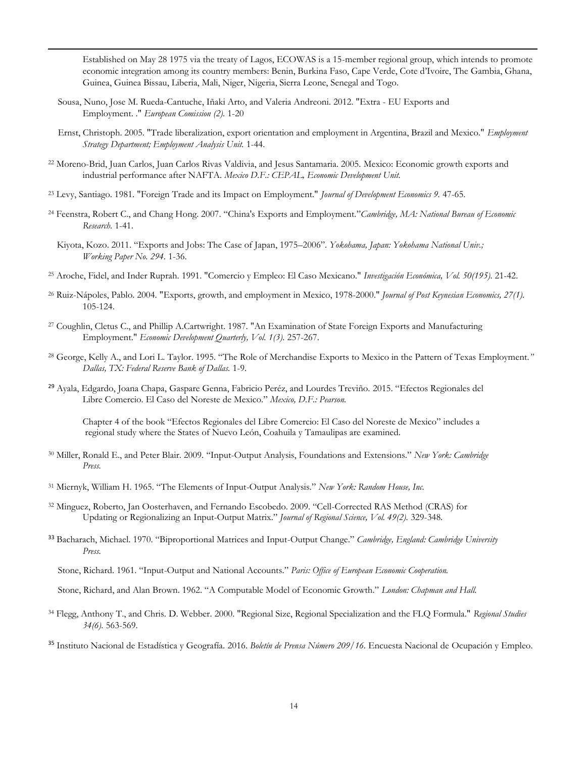Established on May 28 1975 via the treaty of Lagos, ECOWAS is a 15-member regional group, which intends to promote economic integration among its country members: Benin, Burkina Faso, Cape Verde, Cote d'Ivoire, The Gambia, Ghana, Guinea, Guinea Bissau, Liberia, Mali, Niger, Nigeria, Sierra Leone, Senegal and Togo.

Sousa, Nuno, Jose M. Rueda-Cantuche, Iñaki Arto, and Valeria Andreoni. 2012. "Extra - EU Exports and Employment. ." *European Comission (2).* 1-20

Ernst, Christoph. 2005. "Trade liberalization, export orientation and employment in Argentina, Brazil and Mexico." *Employment Strategy Department; Employment Analysis Unit.* 1-44.

[22] Moreno-Brid, Juan Carlos, Juan Carlos Rivas Valdivia, and Jesus Santamaria. 2005. Mexico: Economic growth exports and industrial performance after NAFTA. *Mexico D.F.: CEPAL, Economic Development Unit.*

[23] Levy, Santiago. 1981. "Foreign Trade and its Impact on Employment." *Journal of Development Economics 9.* 47-65.

[24] Feenstra, Robert C., and Chang Hong. 2007. "China's Exports and Employment."*Cambridge, MA: National Bureau of Economic Research.* 1-41.

Kiyota, Kozo. 2011. "Exports and Jobs: The Case of Japan, 1975–2006". *Yokohama, Japan: Yokohama National Univ.; Working Paper No. 294.* 1-36.

[25] Aroche, Fidel, and Inder Ruprah. 1991. "Comercio y Empleo: El Caso Mexicano." *Investigación Económica, Vol. 50(195).* 21-42.

[26] Ruiz-Nápoles, Pablo. 2004. "Exports, growth, and employment in Mexico, 1978-2000." *Journal of Post Keynesian Economics, 27(1).* 105-124.

[27] Coughlin, Cletus C., and Phillip A.Cartwright. 1987. "An Examination of State Foreign Exports and Manufacturing Employment." *Economic Development Quarterly, Vol. 1(3).* 257-267.

[28] George, Kelly A., and Lori L. Taylor. 1995. "The Role of Merchandise Exports to Mexico in the Pattern of Texas Employment." *Dallas, TX: Federal Reserve Bank of Dallas.* 1-9.

[29] Ayala, Edgardo, Joana Chapa, Gaspare Genna, Fabricio Peréz, and Lourdes Treviño. 2015. "Efectos Regionales del Libre Comercio. El Caso del Noreste de Mexico." *Mexico, D.F.: Pearson.*

Chapter 4 of the book "Efectos Regionales del Libre Comercio: El Caso del Noreste de Mexico" includes a regional study where the States of Nuevo León, Coahuila y Tamaulipas are examined.

[30] Miller, Ronald E., and Peter Blair. 2009. "Input-Output Analysis, Foundations and Extensions." *New York: Cambridge Press.*

[31] Miernyk, William H. 1965. "The Elements of Input-Output Analysis." *New York: Random House, Inc.*

[32] Minguez, Roberto, Jan Oosterhaven, and Fernando Escobedo. 2009. "Cell-Corrected RAS Method (CRAS) for Updating or Regionalizing an Input-Output Matrix." *Journal of Regional Science, Vol. 49(2).* 329-348.

[33] Bacharach, Michael. 1970. "Biproportional Matrices and Input-Output Change." *Cambridge, England: Cambridge University Press.*

Stone, Richard. 1961. "Input-Output and National Accounts." *Paris: Office of European Economic Cooperation.*

Stone, Richard, and Alan Brown. 1962. "A Computable Model of Economic Growth." *London: Chapman and Hall.*

[34] Flegg, Anthony T., and Chris. D. Webber. 2000. "Regional Size, Regional Specialization and the FLQ Formula." *Regional Studies 34(6).* 563-569.

[35] Instituto Nacional de Estadística y Geografía. 2016. *Boletín de Prensa Número 209/16.* Encuesta Nacional de Ocupación y Empleo.